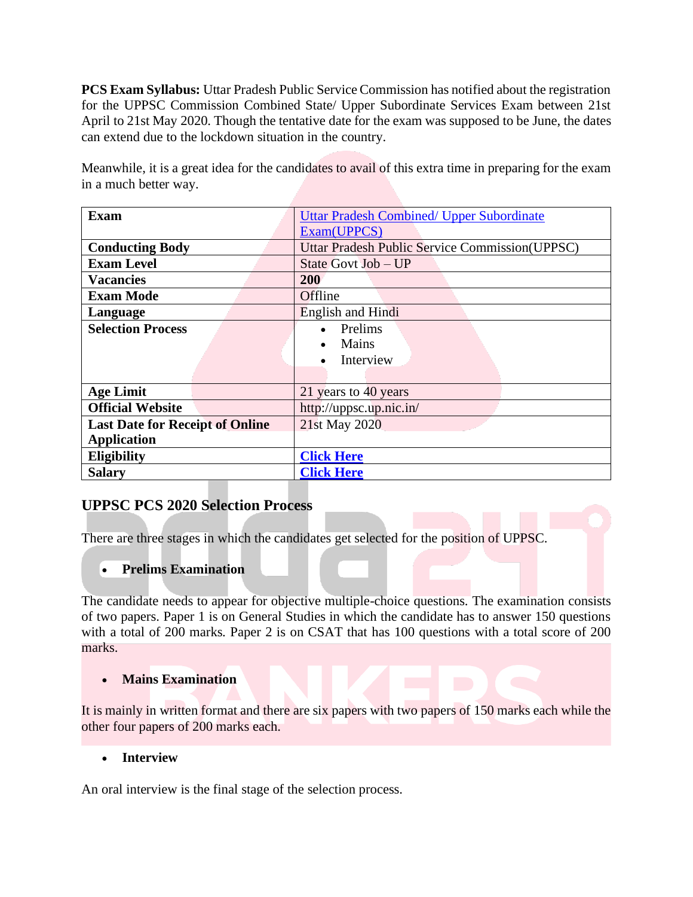**PCS Exam Syllabus:** Uttar Pradesh Public Service Commission has notified about the registration for the UPPSC Commission Combined State/ Upper Subordinate Services Exam between 21st April to 21st May 2020. Though the tentative date for the exam was supposed to be June, the dates can extend due to the lockdown situation in the country.

Meanwhile, it is a great idea for the candidates to avail of this extra time in preparing for the exam in a much better way.

| **Exam** | Uttar Pradesh Combined/ Upper Subordinate Exam(UPPCS) |
|---|---|
| **Conducting Body** | Uttar Pradesh Public Service Commission(UPPSC) |
| **Exam Level** | State Govt Job – UP |
| **Vacancies** | **200** |
| **Exam Mode** | Offline |
| **Language** | English and Hindi |
| **Selection Process** | • Prelims<br>• Mains<br>• Interview |
| **Age Limit** | 21 years to 40 years |
| **Official Website** | http://uppsc.up.nic.in/ |
| **Last Date for Receipt of Online Application** | 21st May 2020 |
| **Eligibility** | **Click Here** |
| **Salary** | **Click Here** |

## UPPSC PCS 2020 Selection Process

There are three stages in which the candidates get selected for the position of UPPSC.

- **Prelims Examination**

The candidate needs to appear for objective multiple-choice questions. The examination consists of two papers. Paper 1 is on General Studies in which the candidate has to answer 150 questions with a total of 200 marks. Paper 2 is on CSAT that has 100 questions with a total score of 200 marks.

- **Mains Examination**

It is mainly in written format and there are six papers with two papers of 150 marks each while the other four papers of 200 marks each.

- **Interview**

An oral interview is the final stage of the selection process.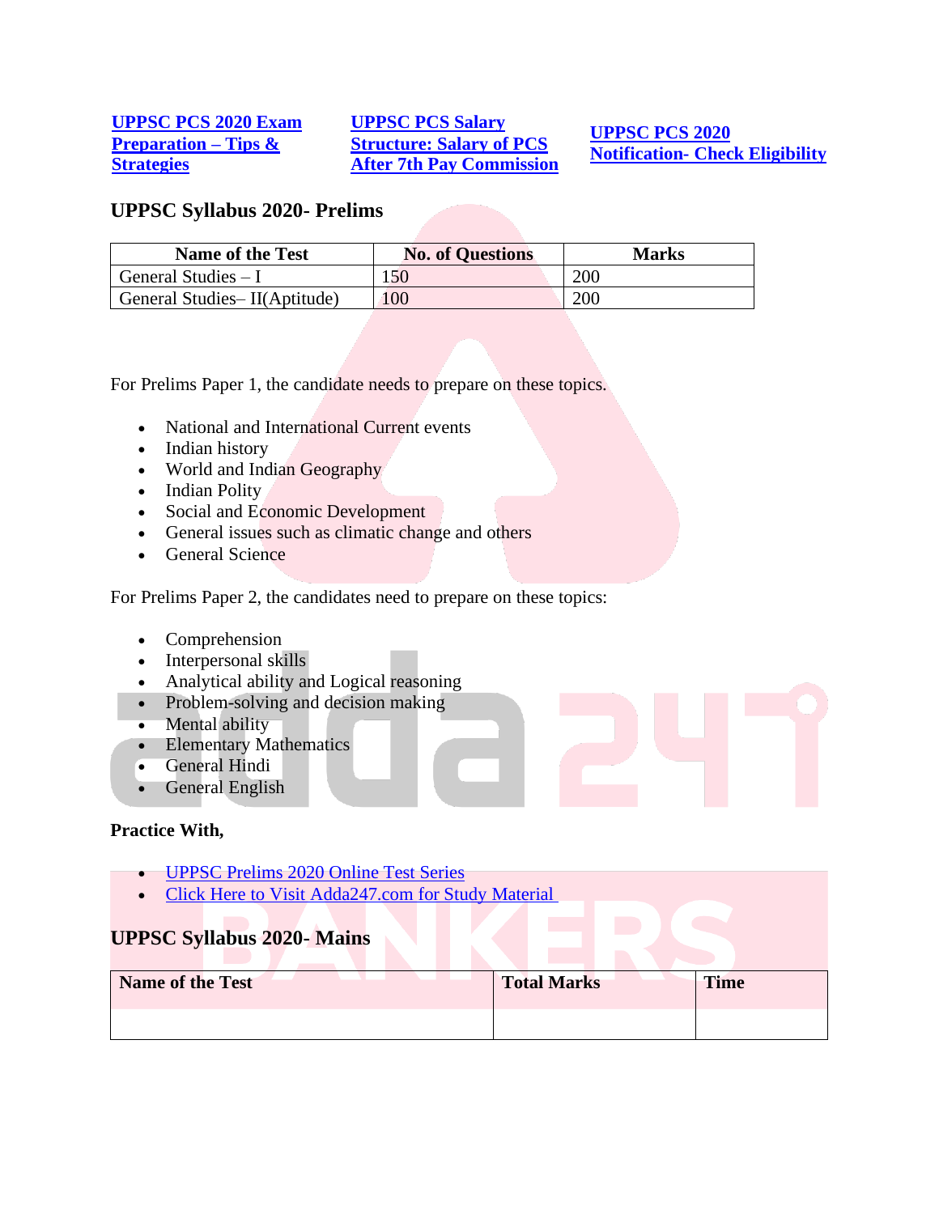[UPPSC PCS 2020 Exam Preparation – Tips & Strategies](#) [UPPSC PCS Salary Structure: Salary of PCS After 7th Pay Commission](#) [UPPSC PCS 2020 Notification- Check Eligibility](#)

## UPPSC Syllabus 2020- Prelims

| Name of the Test | No. of Questions | Marks |
|---|---|---|
| General Studies – I | 150 | 200 |
| General Studies– II(Aptitude) | 100 | 200 |

For Prelims Paper 1, the candidate needs to prepare on these topics.

- National and International Current events
- Indian history
- World and Indian Geography
- Indian Polity
- Social and Economic Development
- General issues such as climatic change and others
- General Science

For Prelims Paper 2, the candidates need to prepare on these topics:

- Comprehension
- Interpersonal skills
- Analytical ability and Logical reasoning
- Problem-solving and decision making
- Mental ability
- Elementary Mathematics
- General Hindi
- General English

**Practice With,**

- [UPPSC Prelims 2020 Online Test Series](#)
- [Click Here to Visit Adda247.com for Study Material](#)

## UPPSC Syllabus 2020- Mains

| Name of the Test | Total Marks | Time |
|---|---|---|
| | | |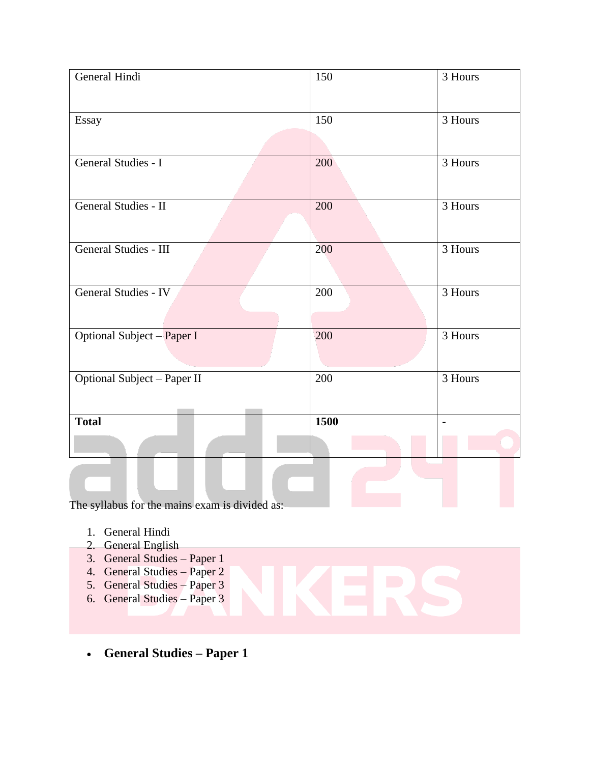| General Hindi | 150 | 3 Hours |
| --- | --- | --- |
| Essay | 150 | 3 Hours |
| General Studies - I | 200 | 3 Hours |
| General Studies - II | 200 | 3 Hours |
| General Studies - III | 200 | 3 Hours |
| General Studies - IV | 200 | 3 Hours |
| Optional Subject – Paper I | 200 | 3 Hours |
| Optional Subject – Paper II | 200 | 3 Hours |
| **Total** | **1500** | **-** |

The syllabus for the mains exam is divided as:

1. General Hindi
2. General English
3. General Studies – Paper 1
4. General Studies – Paper 2
5. General Studies – Paper 3
6. General Studies – Paper 3

- **General Studies – Paper 1**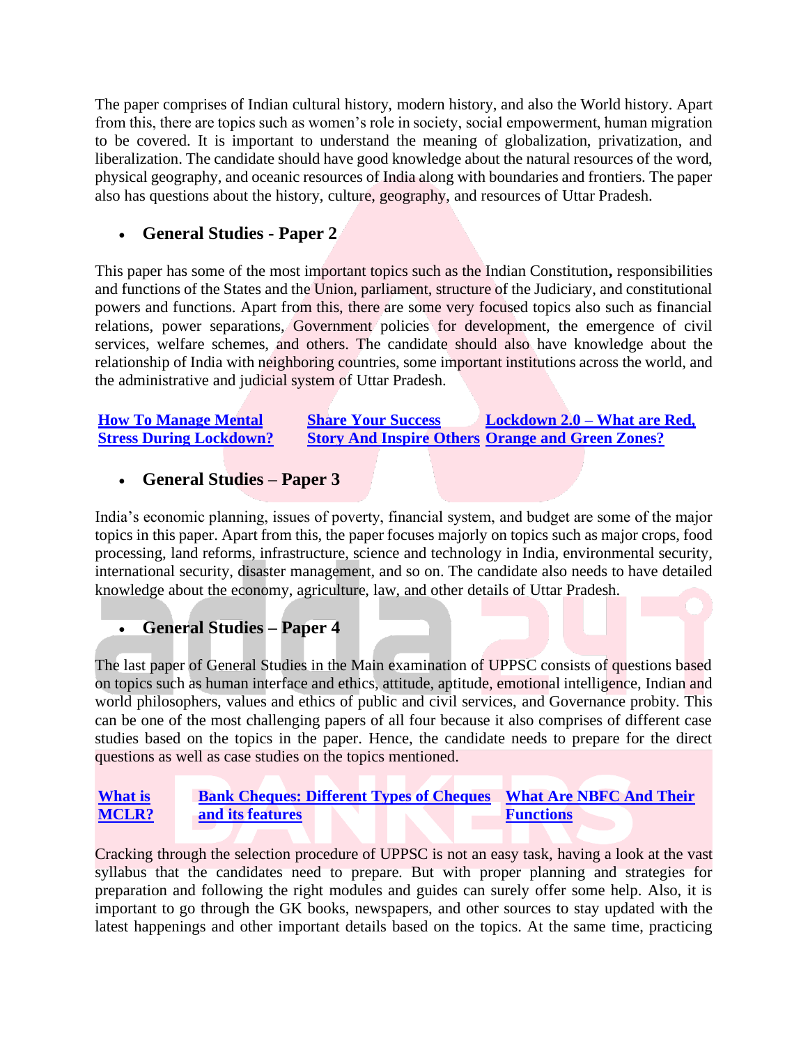The paper comprises of Indian cultural history, modern history, and also the World history. Apart from this, there are topics such as women's role in society, social empowerment, human migration to be covered. It is important to understand the meaning of globalization, privatization, and liberalization. The candidate should have good knowledge about the natural resources of the word, physical geography, and oceanic resources of India along with boundaries and frontiers. The paper also has questions about the history, culture, geography, and resources of Uttar Pradesh.

- **General Studies - Paper 2**

This paper has some of the most important topics such as the Indian Constitution**,** responsibilities and functions of the States and the Union, parliament, structure of the Judiciary, and constitutional powers and functions. Apart from this, there are some very focused topics also such as financial relations, power separations, Government policies for development, the emergence of civil services, welfare schemes, and others. The candidate should also have knowledge about the relationship of India with neighboring countries, some important institutions across the world, and the administrative and judicial system of Uttar Pradesh.

| **How To Manage Mental Stress During Lockdown?** | **Share Your Success Story And Inspire Others** | **Lockdown 2.0 – What are Red, Orange and Green Zones?** |
|---|---|---|

- **General Studies – Paper 3**

India's economic planning, issues of poverty, financial system, and budget are some of the major topics in this paper. Apart from this, the paper focuses majorly on topics such as major crops, food processing, land reforms, infrastructure, science and technology in India, environmental security, international security, disaster management, and so on. The candidate also needs to have detailed knowledge about the economy, agriculture, law, and other details of Uttar Pradesh.

- **General Studies – Paper 4**

The last paper of General Studies in the Main examination of UPPSC consists of questions based on topics such as human interface and ethics, attitude, aptitude, emotional intelligence, Indian and world philosophers, values and ethics of public and civil services, and Governance probity. This can be one of the most challenging papers of all four because it also comprises of different case studies based on the topics in the paper. Hence, the candidate needs to prepare for the direct questions as well as case studies on the topics mentioned.

| **What is MCLR?** | **Bank Cheques: Different Types of Cheques and its features** | **What Are NBFC And Their Functions** |
|---|---|---|

Cracking through the selection procedure of UPPSC is not an easy task, having a look at the vast syllabus that the candidates need to prepare. But with proper planning and strategies for preparation and following the right modules and guides can surely offer some help. Also, it is important to go through the GK books, newspapers, and other sources to stay updated with the latest happenings and other important details based on the topics. At the same time, practicing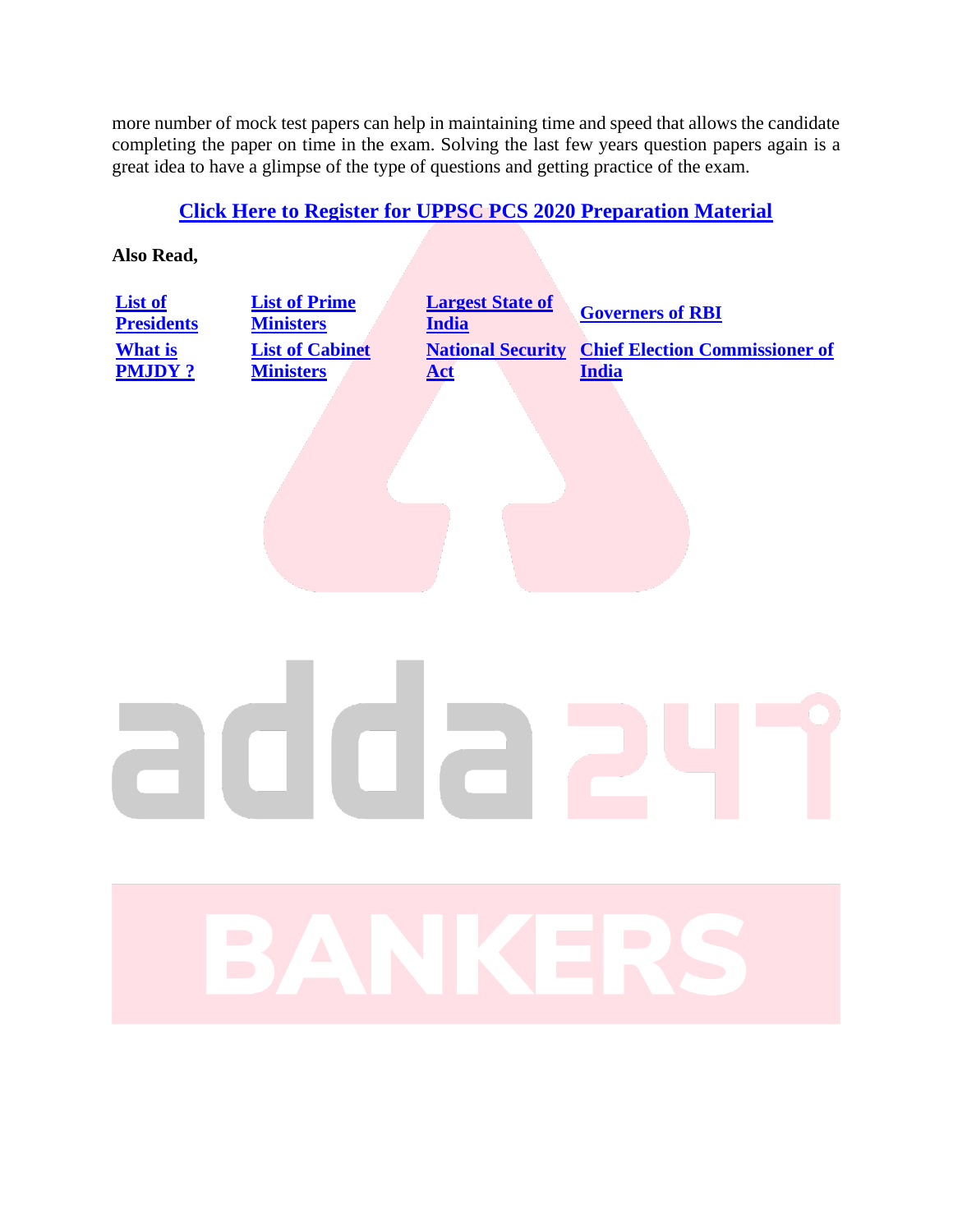more number of mock test papers can help in maintaining time and speed that allows the candidate completing the paper on time in the exam. Solving the last few years question papers again is a great idea to have a glimpse of the type of questions and getting practice of the exam.

**Click Here to Register for UPPSC PCS 2020 Preparation Material**

**Also Read,**

| | | | |
|---|---|---|---|
| **List of Presidents** | **List of Prime Ministers** | **Largest State of India** | **Governers of RBI** |
| **What is PMJDY ?** | **List of Cabinet Ministers** | **National Security Act** | **Chief Election Commissioner of India** |